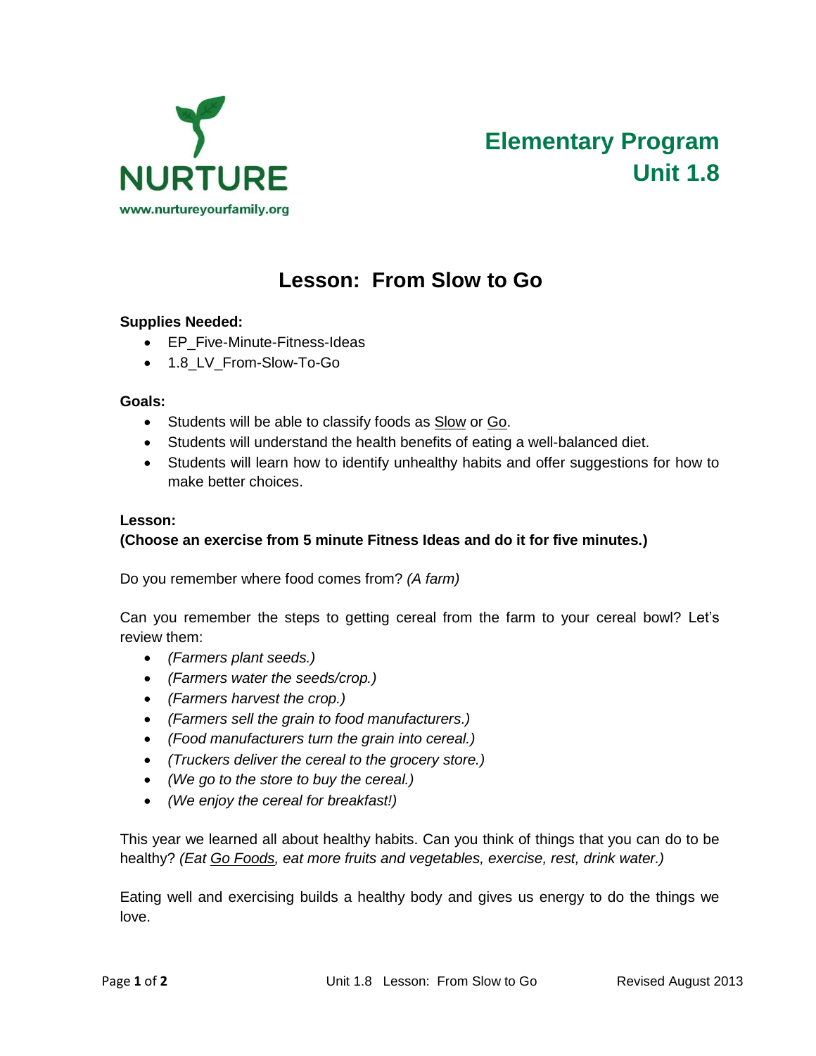NURTURE

www.nurtureyourfamily.org

# Elementary Program
# Unit 1.8

## Lesson: From Slow to Go

**Supplies Needed:**

- EP_Five-Minute-Fitness-Ideas
- 1.8_LV_From-Slow-To-Go

**Goals:**

- Students will be able to classify foods as <u>Slow</u> or <u>Go</u>.
- Students will understand the health benefits of eating a well-balanced diet.
- Students will learn how to identify unhealthy habits and offer suggestions for how to make better choices.

**Lesson:**

**(Choose an exercise from 5 minute Fitness Ideas and do it for five minutes.)**

Do you remember where food comes from? *(A farm)*

Can you remember the steps to getting cereal from the farm to your cereal bowl? Let's review them:

- *(Farmers plant seeds.)*
- *(Farmers water the seeds/crop.)*
- *(Farmers harvest the crop.)*
- *(Farmers sell the grain to food manufacturers.)*
- *(Food manufacturers turn the grain into cereal.)*
- *(Truckers deliver the cereal to the grocery store.)*
- *(We go to the store to buy the cereal.)*
- *(We enjoy the cereal for breakfast!)*

This year we learned all about healthy habits. Can you think of things that you can do to be healthy? *(Eat <u>Go Foods</u>, eat more fruits and vegetables, exercise, rest, drink water.)*

Eating well and exercising builds a healthy body and gives us energy to do the things we love.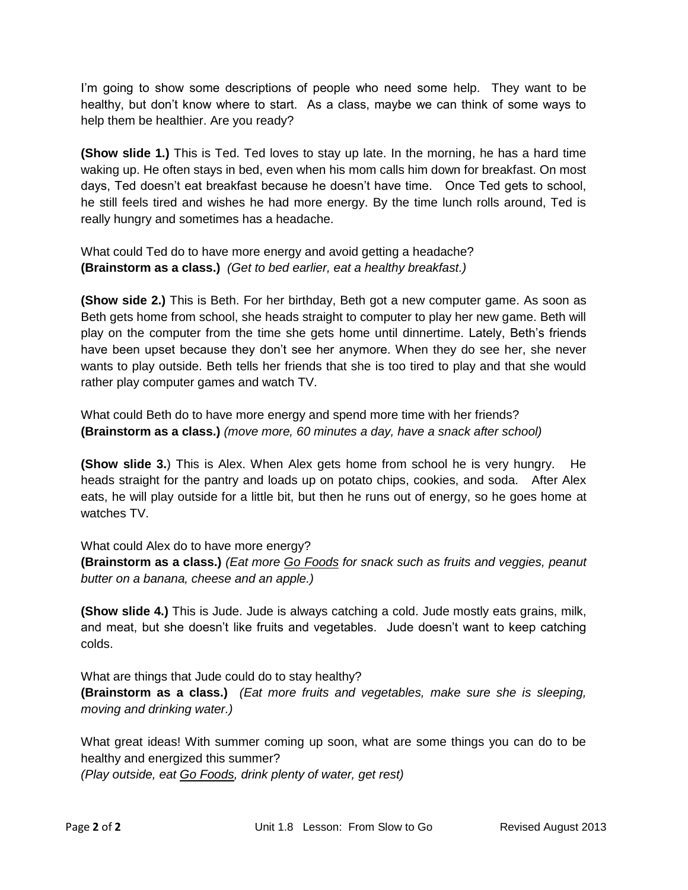I'm going to show some descriptions of people who need some help. They want to be healthy, but don't know where to start. As a class, maybe we can think of some ways to help them be healthier. Are you ready?

**(Show slide 1.)** This is Ted. Ted loves to stay up late. In the morning, he has a hard time waking up. He often stays in bed, even when his mom calls him down for breakfast. On most days, Ted doesn't eat breakfast because he doesn't have time. Once Ted gets to school, he still feels tired and wishes he had more energy. By the time lunch rolls around, Ted is really hungry and sometimes has a headache.

What could Ted do to have more energy and avoid getting a headache?
**(Brainstorm as a class.)** *(Get to bed earlier, eat a healthy breakfast.)*

**(Show side 2.)** This is Beth. For her birthday, Beth got a new computer game. As soon as Beth gets home from school, she heads straight to computer to play her new game. Beth will play on the computer from the time she gets home until dinnertime. Lately, Beth's friends have been upset because they don't see her anymore. When they do see her, she never wants to play outside. Beth tells her friends that she is too tired to play and that she would rather play computer games and watch TV.

What could Beth do to have more energy and spend more time with her friends?
**(Brainstorm as a class.)** *(move more, 60 minutes a day, have a snack after school)*

**(Show slide 3.**) This is Alex. When Alex gets home from school he is very hungry. He heads straight for the pantry and loads up on potato chips, cookies, and soda. After Alex eats, he will play outside for a little bit, but then he runs out of energy, so he goes home at watches TV.

What could Alex do to have more energy?
**(Brainstorm as a class.)** *(Eat more <u>Go Foods</u> for snack such as fruits and veggies, peanut butter on a banana, cheese and an apple.)*

**(Show slide 4.)** This is Jude. Jude is always catching a cold. Jude mostly eats grains, milk, and meat, but she doesn't like fruits and vegetables. Jude doesn't want to keep catching colds.

What are things that Jude could do to stay healthy?
**(Brainstorm as a class.)** *(Eat more fruits and vegetables, make sure she is sleeping, moving and drinking water.)*

What great ideas! With summer coming up soon, what are some things you can do to be healthy and energized this summer?
*(Play outside, eat <u>Go Foods</u>, drink plenty of water, get rest)*